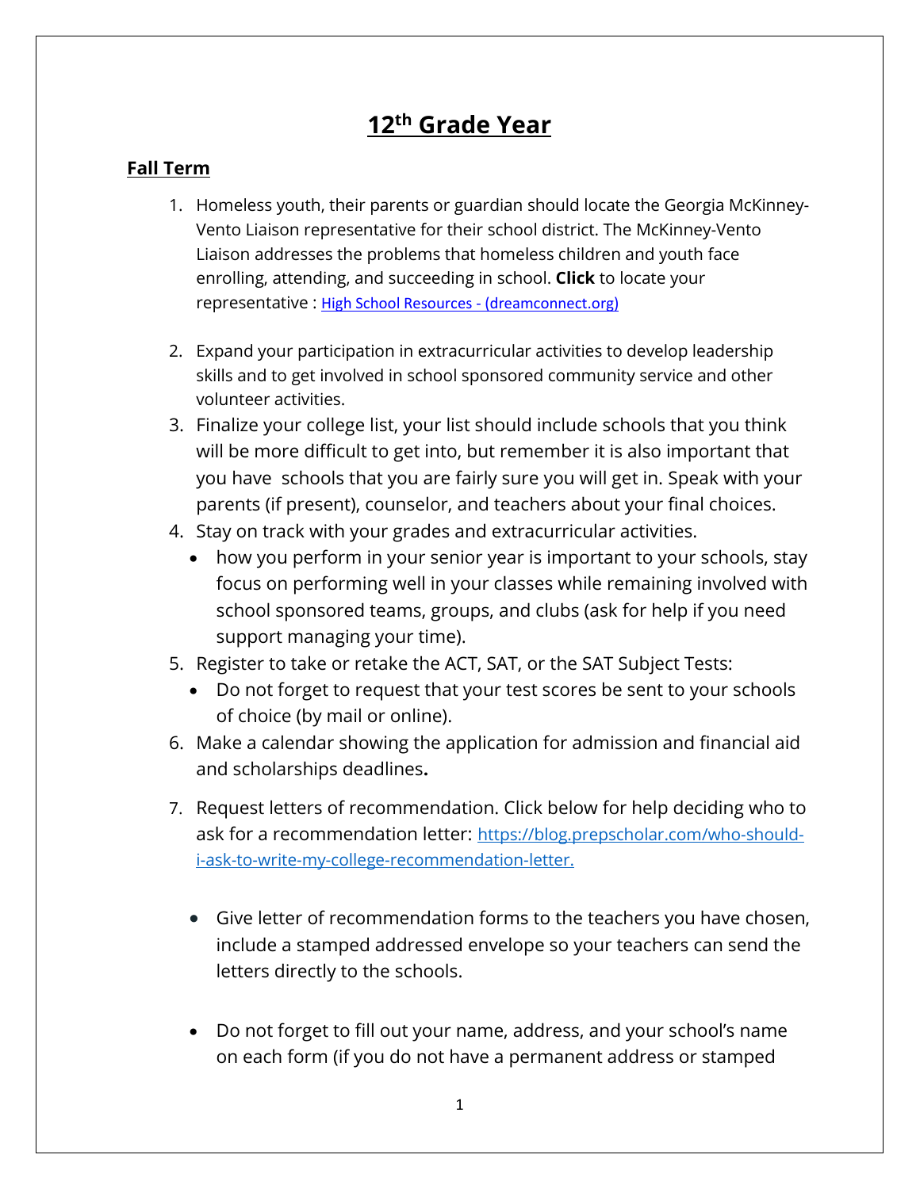# 12th Grade Year

## Fall Term

1. Homeless youth, their parents or guardian should locate the Georgia McKinney-Vento Liaison representative for their school district. The McKinney-Vento Liaison addresses the problems that homeless children and youth face enrolling, attending, and succeeding in school. **Click** to locate your representative : [High School Resources - (dreamconnect.org)](https://dreamconnect.org)

2. Expand your participation in extracurricular activities to develop leadership skills and to get involved in school sponsored community service and other volunteer activities.
3. Finalize your college list, your list should include schools that you think will be more difficult to get into, but remember it is also important that you have schools that you are fairly sure you will get in. Speak with your parents (if present), counselor, and teachers about your final choices.
4. Stay on track with your grades and extracurricular activities.
   - how you perform in your senior year is important to your schools, stay focus on performing well in your classes while remaining involved with school sponsored teams, groups, and clubs (ask for help if you need support managing your time).
5. Register to take or retake the ACT, SAT, or the SAT Subject Tests:
   - Do not forget to request that your test scores be sent to your schools of choice (by mail or online).
6. Make a calendar showing the application for admission and financial aid and scholarships deadlines**.**

7. Request letters of recommendation. Click below for help deciding who to ask for a recommendation letter: [https://blog.prepscholar.com/who-should-i-ask-to-write-my-college-recommendation-letter.](https://blog.prepscholar.com/who-should-i-ask-to-write-my-college-recommendation-letter)

   - Give letter of recommendation forms to the teachers you have chosen, include a stamped addressed envelope so your teachers can send the letters directly to the schools.

   - Do not forget to fill out your name, address, and your school's name on each form (if you do not have a permanent address or stamped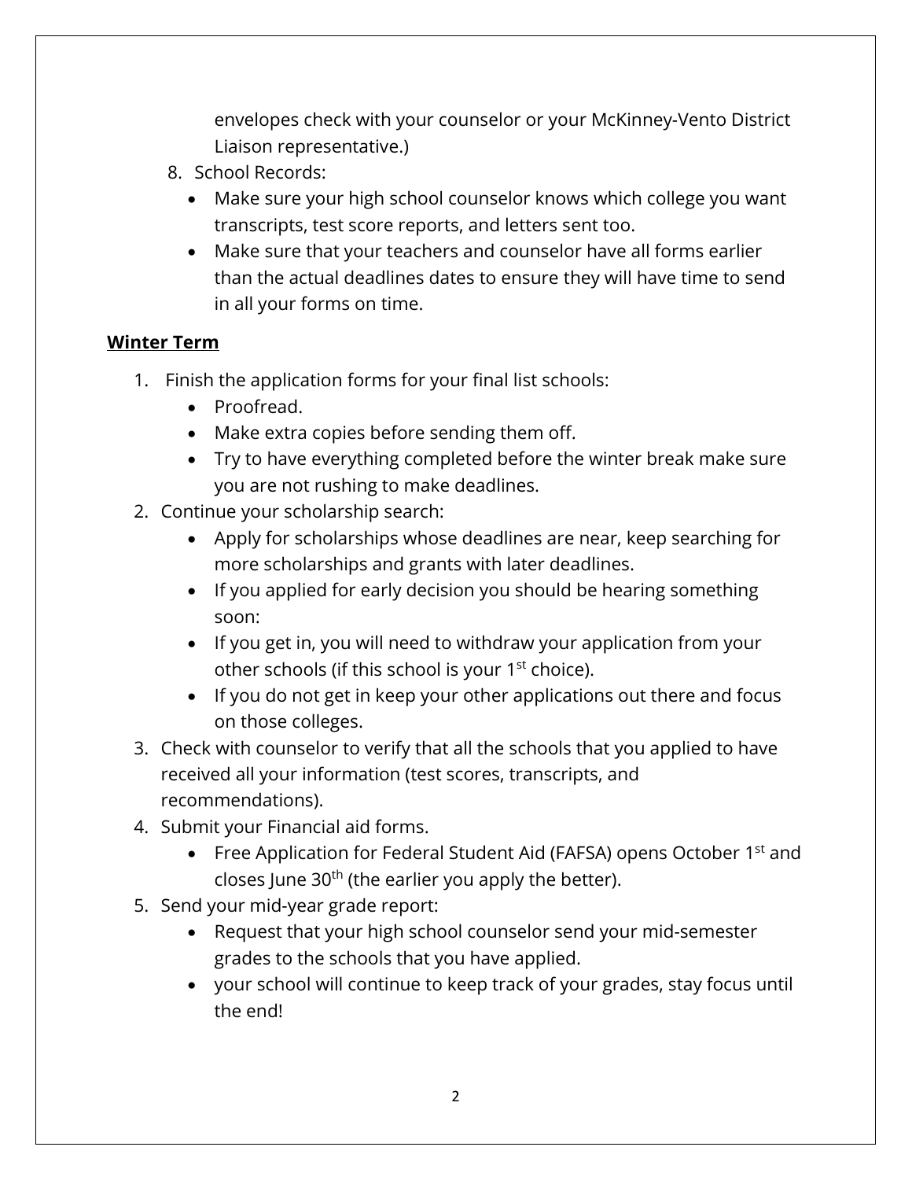envelopes check with your counselor or your McKinney-Vento District Liaison representative.)

8. School Records:
    - Make sure your high school counselor knows which college you want transcripts, test score reports, and letters sent too.
    - Make sure that your teachers and counselor have all forms earlier than the actual deadlines dates to ensure they will have time to send in all your forms on time.

**Winter Term**

1. Finish the application forms for your final list schools:
    - Proofread.
    - Make extra copies before sending them off.
    - Try to have everything completed before the winter break make sure you are not rushing to make deadlines.
2. Continue your scholarship search:
    - Apply for scholarships whose deadlines are near, keep searching for more scholarships and grants with later deadlines.
    - If you applied for early decision you should be hearing something soon:
    - If you get in, you will need to withdraw your application from your other schools (if this school is your 1st choice).
    - If you do not get in keep your other applications out there and focus on those colleges.
3. Check with counselor to verify that all the schools that you applied to have received all your information (test scores, transcripts, and recommendations).
4. Submit your Financial aid forms.
    - Free Application for Federal Student Aid (FAFSA) opens October 1st and closes June 30th (the earlier you apply the better).
5. Send your mid-year grade report:
    - Request that your high school counselor send your mid-semester grades to the schools that you have applied.
    - your school will continue to keep track of your grades, stay focus until the end!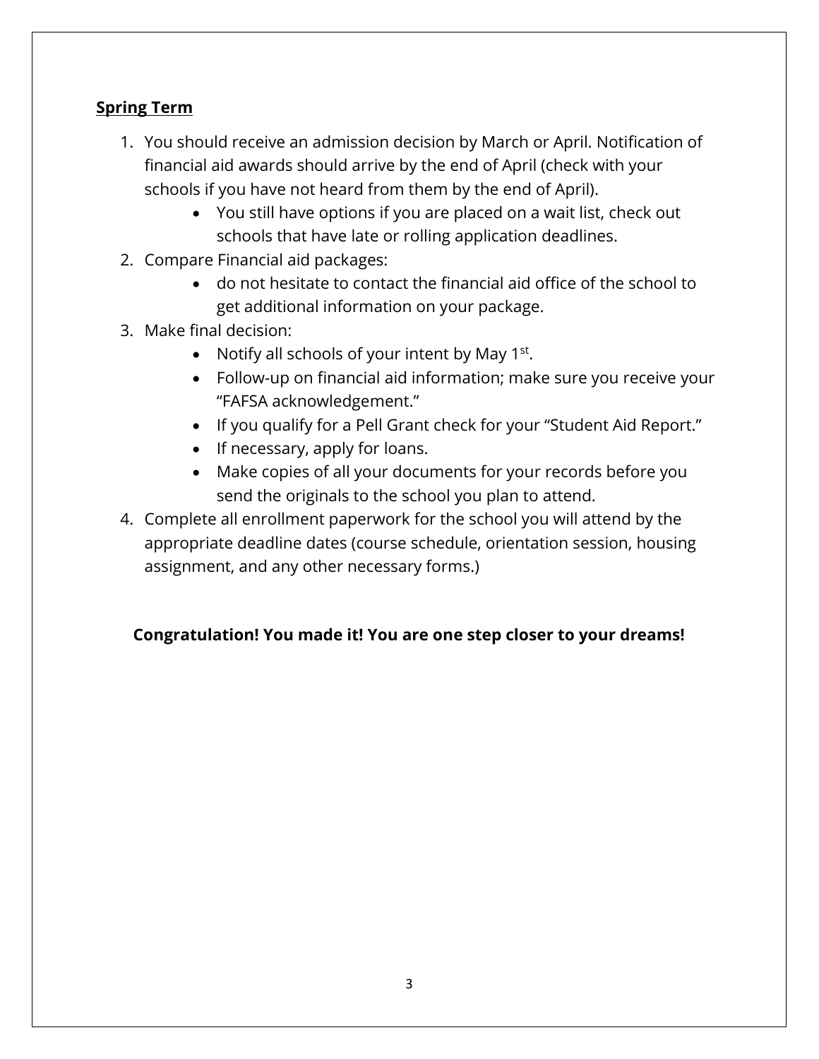**<u>Spring Term</u>**

1. You should receive an admission decision by March or April. Notification of financial aid awards should arrive by the end of April (check with your schools if you have not heard from them by the end of April).
    - You still have options if you are placed on a wait list, check out schools that have late or rolling application deadlines.
2. Compare Financial aid packages:
    - do not hesitate to contact the financial aid office of the school to get additional information on your package.
3. Make final decision:
    - Notify all schools of your intent by May 1st.
    - Follow-up on financial aid information; make sure you receive your "FAFSA acknowledgement."
    - If you qualify for a Pell Grant check for your "Student Aid Report."
    - If necessary, apply for loans.
    - Make copies of all your documents for your records before you send the originals to the school you plan to attend.
4. Complete all enrollment paperwork for the school you will attend by the appropriate deadline dates (course schedule, orientation session, housing assignment, and any other necessary forms.)

**Congratulation! You made it! You are one step closer to your dreams!**